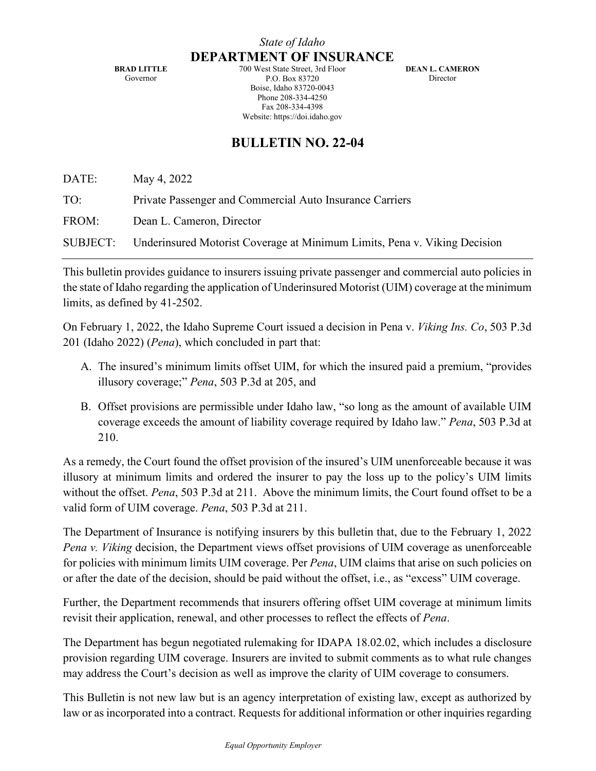*State of Idaho*

# DEPARTMENT OF INSURANCE

**BRAD LITTLE**
Governor

700 West State Street, 3rd Floor
P.O. Box 83720
Boise, Idaho 83720-0043
Phone 208-334-4250
Fax 208-334-4398
Website: https://doi.idaho.gov

**DEAN L. CAMERON**
Director

## BULLETIN NO. 22-04

DATE: May 4, 2022

TO: Private Passenger and Commercial Auto Insurance Carriers

FROM: Dean L. Cameron, Director

SUBJECT: Underinsured Motorist Coverage at Minimum Limits, Pena v. Viking Decision

---

This bulletin provides guidance to insurers issuing private passenger and commercial auto policies in the state of Idaho regarding the application of Underinsured Motorist (UIM) coverage at the minimum limits, as defined by 41-2502.

On February 1, 2022, the Idaho Supreme Court issued a decision in Pena v. *Viking Ins. Co*, 503 P.3d 201 (Idaho 2022) (*Pena*), which concluded in part that:

A. The insured's minimum limits offset UIM, for which the insured paid a premium, "provides illusory coverage;" *Pena*, 503 P.3d at 205, and

B. Offset provisions are permissible under Idaho law, "so long as the amount of available UIM coverage exceeds the amount of liability coverage required by Idaho law." *Pena*, 503 P.3d at 210.

As a remedy, the Court found the offset provision of the insured's UIM unenforceable because it was illusory at minimum limits and ordered the insurer to pay the loss up to the policy's UIM limits without the offset. *Pena*, 503 P.3d at 211. Above the minimum limits, the Court found offset to be a valid form of UIM coverage. *Pena*, 503 P.3d at 211.

The Department of Insurance is notifying insurers by this bulletin that, due to the February 1, 2022 *Pena v. Viking* decision, the Department views offset provisions of UIM coverage as unenforceable for policies with minimum limits UIM coverage. Per *Pena*, UIM claims that arise on such policies on or after the date of the decision, should be paid without the offset, i.e., as "excess" UIM coverage.

Further, the Department recommends that insurers offering offset UIM coverage at minimum limits revisit their application, renewal, and other processes to reflect the effects of *Pena*.

The Department has begun negotiated rulemaking for IDAPA 18.02.02, which includes a disclosure provision regarding UIM coverage. Insurers are invited to submit comments as to what rule changes may address the Court's decision as well as improve the clarity of UIM coverage to consumers.

This Bulletin is not new law but is an agency interpretation of existing law, except as authorized by law or as incorporated into a contract. Requests for additional information or other inquiries regarding

*Equal Opportunity Employer*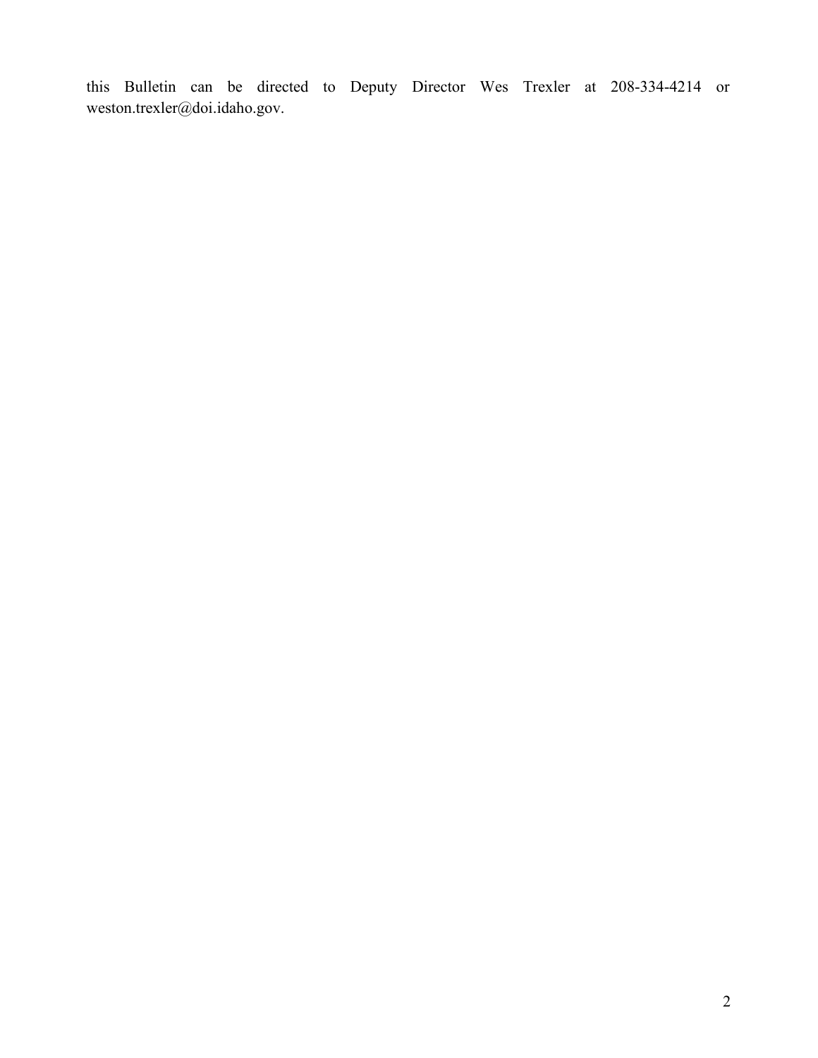this Bulletin can be directed to Deputy Director Wes Trexler at 208-334-4214 or weston.trexler@doi.idaho.gov.